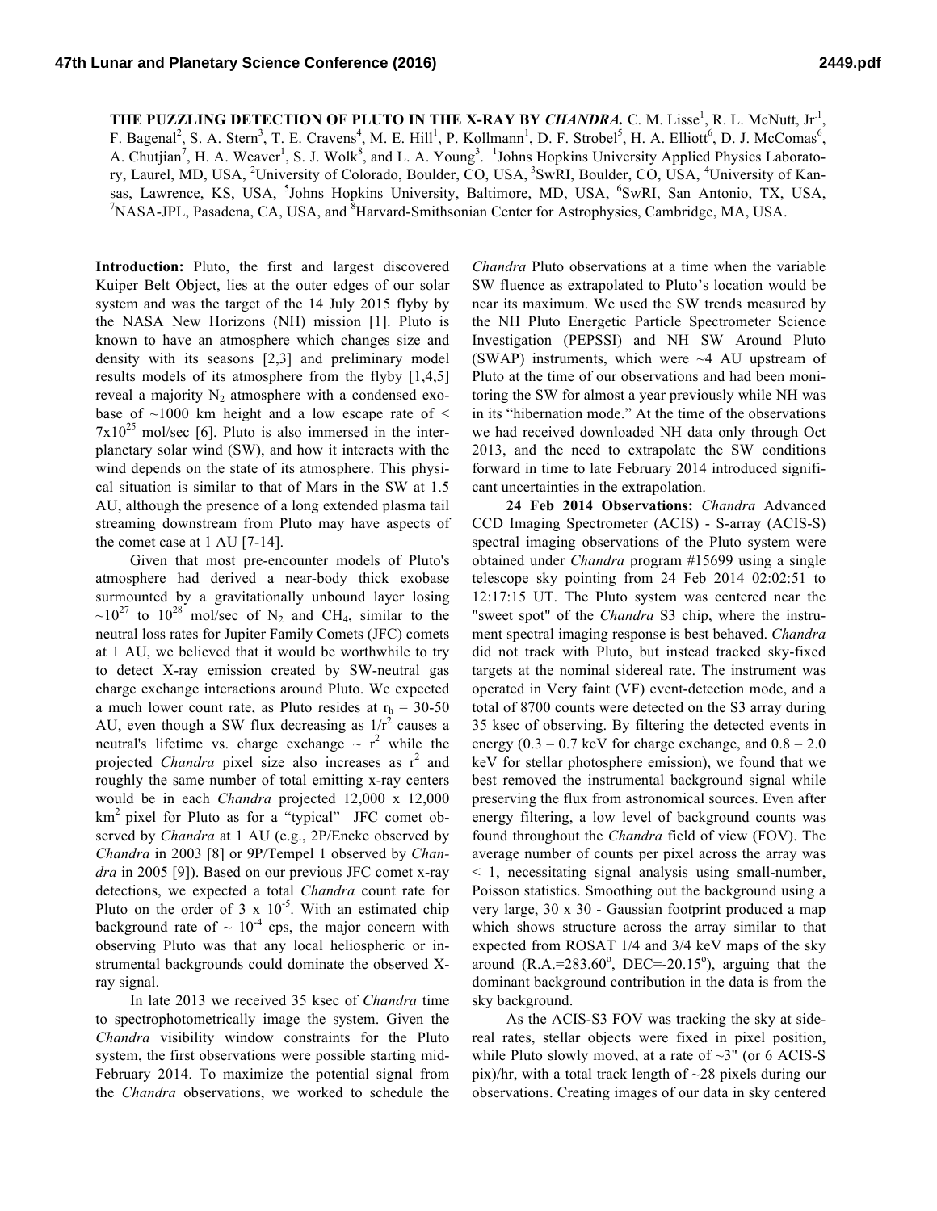# THE PUZZLING DETECTION OF PLUTO IN THE X-RAY BY *CHANDRA*.

C. M. Lisse[1], R. L. McNutt, Jr.[1], F. Bagenal[2], S. A. Stern[3], T. E. Cravens[4], M. E. Hill[1], P. Kollmann[1], D. F. Strobel[5], H. A. Elliott[6], D. J. McComas[6], A. Chutjian[7], H. A. Weaver[1], S. J. Wolk[8], and L. A. Young[3]. [1]Johns Hopkins University Applied Physics Laboratory, Laurel, MD, USA, [2]University of Colorado, Boulder, CO, USA, [3]SwRI, Boulder, CO, USA, [4]University of Kansas, Lawrence, KS, USA, [5]Johns Hopkins University, Baltimore, MD, USA, [6]SwRI, San Antonio, TX, USA, [7]NASA-JPL, Pasadena, CA, USA, and [8]Harvard-Smithsonian Center for Astrophysics, Cambridge, MA, USA.

**Introduction:** Pluto, the first and largest discovered Kuiper Belt Object, lies at the outer edges of our solar system and was the target of the 14 July 2015 flyby by the NASA New Horizons (NH) mission [1]. Pluto is known to have an atmosphere which changes size and density with its seasons [2,3] and preliminary model results models of its atmosphere from the flyby [1,4,5] reveal a majority $N_2$ atmosphere with a condensed exobase of ~1000 km height and a low escape rate of < $7 \times 10^{25}$ mol/sec [6]. Pluto is also immersed in the interplanetary solar wind (SW), and how it interacts with the wind depends on the state of its atmosphere. This physical situation is similar to that of Mars in the SW at 1.5 AU, although the presence of a long extended plasma tail streaming downstream from Pluto may have aspects of the comet case at 1 AU [7-14].

Given that most pre-encounter models of Pluto's atmosphere had derived a near-body thick exobase surmounted by a gravitationally unbound layer losing ~$10^{27}$ to $10^{28}$ mol/sec of $N_2$ and $CH_4$, similar to the neutral loss rates for Jupiter Family Comets (JFC) comets at 1 AU, we believed that it would be worthwhile to try to detect X-ray emission created by SW-neutral gas charge exchange interactions around Pluto. We expected a much lower count rate, as Pluto resides at $r_h$ = 30-50 AU, even though a SW flux decreasing as $1/r^2$ causes a neutral's lifetime vs. charge exchange ~ $r^2$ while the projected *Chandra* pixel size also increases as $r^2$ and roughly the same number of total emitting x-ray centers would be in each *Chandra* projected 12,000 x 12,000 $km^2$ pixel for Pluto as for a "typical" JFC comet observed by *Chandra* at 1 AU (e.g., 2P/Encke observed by *Chandra* in 2003 [8] or 9P/Tempel 1 observed by *Chandra* in 2005 [9]). Based on our previous JFC comet x-ray detections, we expected a total *Chandra* count rate for Pluto on the order of $3 \times 10^{-5}$. With an estimated chip background rate of ~ $10^{-4}$ cps, the major concern with observing Pluto was that any local heliospheric or instrumental backgrounds could dominate the observed X-ray signal.

In late 2013 we received 35 ksec of *Chandra* time to spectrophotometrically image the system. Given the *Chandra* visibility window constraints for the Pluto system, the first observations were possible starting mid-February 2014. To maximize the potential signal from the *Chandra* observations, we worked to schedule the *Chandra* Pluto observations at a time when the variable SW fluence as extrapolated to Pluto's location would be near its maximum. We used the SW trends measured by the NH Pluto Energetic Particle Spectrometer Science Investigation (PEPSSI) and NH SW Around Pluto (SWAP) instruments, which were ~4 AU upstream of Pluto at the time of our observations and had been monitoring the SW for almost a year previously while NH was in its "hibernation mode." At the time of the observations we had received downloaded NH data only through Oct 2013, and the need to extrapolate the SW conditions forward in time to late February 2014 introduced significant uncertainties in the extrapolation.

**24 Feb 2014 Observations:** *Chandra* Advanced CCD Imaging Spectrometer (ACIS) - S-array (ACIS-S) spectral imaging observations of the Pluto system were obtained under *Chandra* program #15699 using a single telescope sky pointing from 24 Feb 2014 02:02:51 to 12:17:15 UT. The Pluto system was centered near the "sweet spot" of the *Chandra* S3 chip, where the instrument spectral imaging response is best behaved. *Chandra* did not track with Pluto, but instead tracked sky-fixed targets at the nominal sidereal rate. The instrument was operated in Very faint (VF) event-detection mode, and a total of 8700 counts were detected on the S3 array during 35 ksec of observing. By filtering the detected events in energy (0.3 – 0.7 keV for charge exchange, and 0.8 – 2.0 keV for stellar photosphere emission), we found that we best removed the instrumental background signal while preserving the flux from astronomical sources. Even after energy filtering, a low level of background counts was found throughout the *Chandra* field of view (FOV). The average number of counts per pixel across the array was < 1, necessitating signal analysis using small-number, Poisson statistics. Smoothing out the background using a very large, 30 x 30 - Gaussian footprint produced a map which shows structure across the array similar to that expected from ROSAT 1/4 and 3/4 keV maps of the sky around (R.A.=283.60°, DEC=-20.15°), arguing that the dominant background contribution in the data is from the sky background.

As the ACIS-S3 FOV was tracking the sky at sidereal rates, stellar objects were fixed in pixel position, while Pluto slowly moved, at a rate of ~3" (or 6 ACIS-S pix)/hr, with a total track length of ~28 pixels during our observations. Creating images of our data in sky centered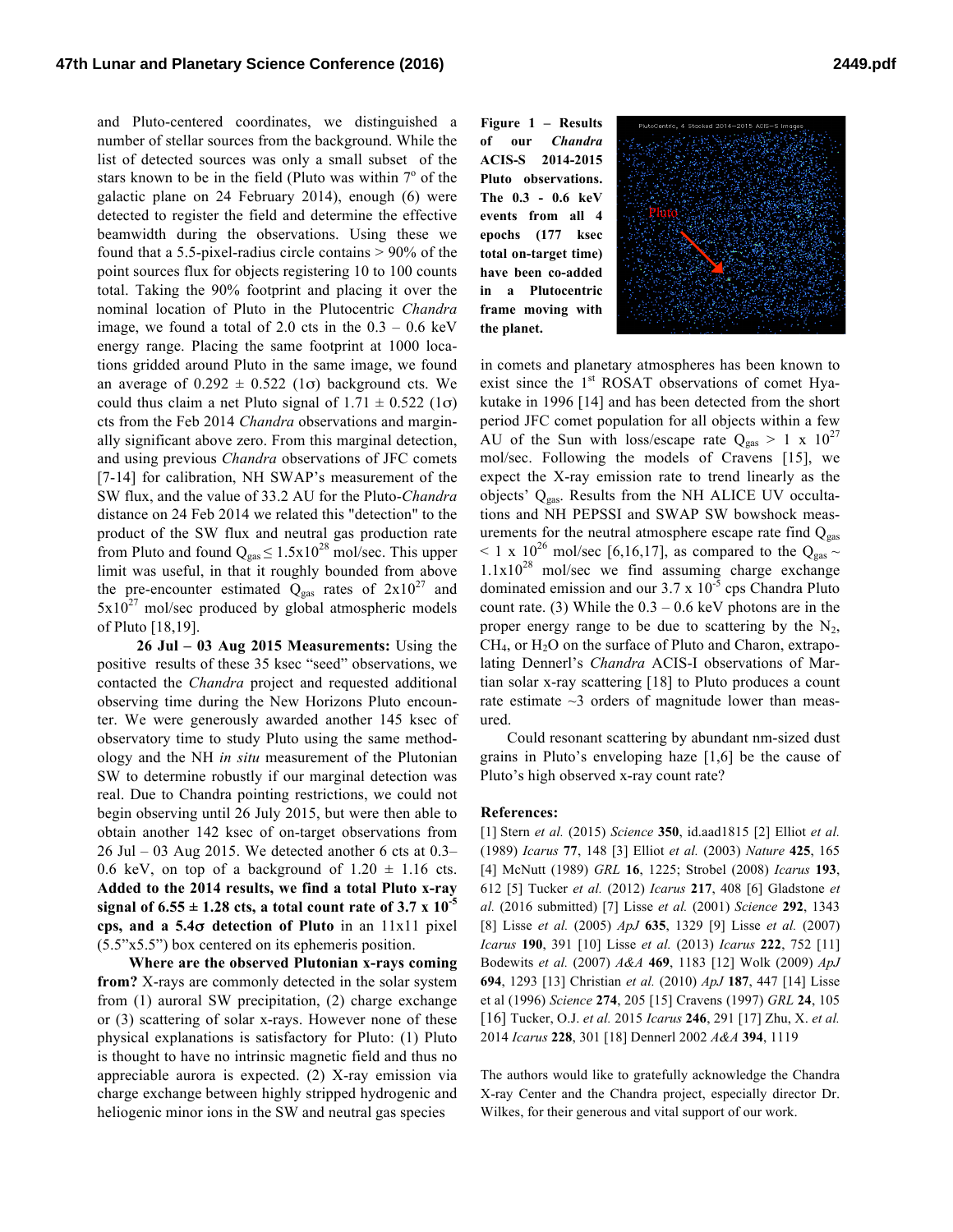and Pluto-centered coordinates, we distinguished a number of stellar sources from the background. While the list of detected sources was only a small subset of the stars known to be in the field (Pluto was within 7° of the galactic plane on 24 February 2014), enough (6) were detected to register the field and determine the effective beamwidth during the observations. Using these we found that a 5.5-pixel-radius circle contains > 90% of the point sources flux for objects registering 10 to 100 counts total. Taking the 90% footprint and placing it over the nominal location of Pluto in the Plutocentric *Chandra* image, we found a total of 2.0 cts in the 0.3 – 0.6 keV energy range. Placing the same footprint at 1000 locations gridded around Pluto in the same image, we found an average of 0.292 ± 0.522 (1σ) background cts. We could thus claim a net Pluto signal of 1.71 ± 0.522 (1σ) cts from the Feb 2014 *Chandra* observations and marginally significant above zero. From this marginal detection, and using previous *Chandra* observations of JFC comets [7-14] for calibration, NH SWAP's measurement of the SW flux, and the value of 33.2 AU for the Pluto-*Chandra* distance on 24 Feb 2014 we related this "detection" to the product of the SW flux and neutral gas production rate from Pluto and found $Q_{gas} \leq 1.5 \times 10^{28}$ mol/sec. This upper limit was useful, in that it roughly bounded from above the pre-encounter estimated $Q_{gas}$ rates of $2 \times 10^{27}$ and $5 \times 10^{27}$ mol/sec produced by global atmospheric models of Pluto [18,19].

**26 Jul – 03 Aug 2015 Measurements:** Using the positive results of these 35 ksec "seed" observations, we contacted the *Chandra* project and requested additional observing time during the New Horizons Pluto encounter. We were generously awarded another 145 ksec of observatory time to study Pluto using the same methodology and the NH *in situ* measurement of the Plutonian SW to determine robustly if our marginal detection was real. Due to Chandra pointing restrictions, we could not begin observing until 26 July 2015, but were then able to obtain another 142 ksec of on-target observations from 26 Jul – 03 Aug 2015. We detected another 6 cts at 0.3–0.6 keV, on top of a background of 1.20 ± 1.16 cts. **Added to the 2014 results, we find a total Pluto x-ray signal of 6.55 ± 1.28 cts, a total count rate of $3.7 \times 10^{-5}$ cps, and a 5.4σ detection of Pluto** in an 11x11 pixel (5.5"x5.5") box centered on its ephemeris position.

**Where are the observed Plutonian x-rays coming from?** X-rays are commonly detected in the solar system from (1) auroral SW precipitation, (2) charge exchange or (3) scattering of solar x-rays. However none of these physical explanations is satisfactory for Pluto: (1) Pluto is thought to have no intrinsic magnetic field and thus no appreciable aurora is expected. (2) X-ray emission via charge exchange between highly stripped hydrogenic and heliogenic minor ions in the SW and neutral gas species in comets and planetary atmospheres has been known to exist since the 1st ROSAT observations of comet Hyakutake in 1996 [14] and has been detected from the short period JFC comet population for all objects within a few AU of the Sun with loss/escape rate $Q_{gas} > 1 \times 10^{27}$ mol/sec. Following the models of Cravens [15], we expect the X-ray emission rate to trend linearly as the objects' $Q_{gas}$. Results from the NH ALICE UV occultations and NH PEPSSI and SWAP SW bowshock measurements for the neutral atmosphere escape rate find $Q_{gas} < 1 \times 10^{26}$ mol/sec [6,16,17], as compared to the $Q_{gas} \sim 1.1 \times 10^{28}$ mol/sec we find assuming charge exchange dominated emission and our $3.7 \times 10^{-5}$ cps Chandra Pluto count rate. (3) While the 0.3 – 0.6 keV photons are in the proper energy range to be due to scattering by the $N_2$, $CH_4$, or $H_2O$ on the surface of Pluto and Charon, extrapolating Dennerl's *Chandra* ACIS-I observations of Martian solar x-ray scattering [18] to Pluto produces a count rate estimate ~3 orders of magnitude lower than measured.

**Figure 1 – Results of our *Chandra* ACIS-S 2014-2015 Pluto observations. The 0.3 - 0.6 keV events from all 4 epochs (177 ksec total on-target time) have been co-added in a Plutocentric frame moving with the planet.**

Could resonant scattering by abundant nm-sized dust grains in Pluto's enveloping haze [1,6] be the cause of Pluto's high observed x-ray count rate?

**References:**

[1] Stern *et al.* (2015) *Science* **350**, id.aad1815 [2] Elliot *et al.* (1989) *Icarus* **77**, 148 [3] Elliot *et al.* (2003) *Nature* **425**, 165 [4] McNutt (1989) *GRL* **16**, 1225; Strobel (2008) *Icarus* **193**, 612 [5] Tucker *et al.* (2012) *Icarus* **217**, 408 [6] Gladstone *et al.* (2016 submitted) [7] Lisse *et al.* (2001) *Science* **292**, 1343 [8] Lisse *et al.* (2005) *ApJ* **635**, 1329 [9] Lisse *et al.* (2007) *Icarus* **190**, 391 [10] Lisse *et al.* (2013) *Icarus* **222**, 752 [11] Bodewits *et al.* (2007) *A&A* **469**, 1183 [12] Wolk (2009) *ApJ* **694**, 1293 [13] Christian *et al.* (2010) *ApJ* **187**, 447 [14] Lisse et al (1996) *Science* **274**, 205 [15] Cravens (1997) *GRL* **24**, 105 [16] Tucker, O.J. *et al.* 2015 *Icarus* **246**, 291 [17] Zhu, X. *et al.* 2014 *Icarus* **228**, 301 [18] Dennerl 2002 *A&A* **394**, 1119

The authors would like to gratefully acknowledge the Chandra X-ray Center and the Chandra project, especially director Dr. Wilkes, for their generous and vital support of our work.